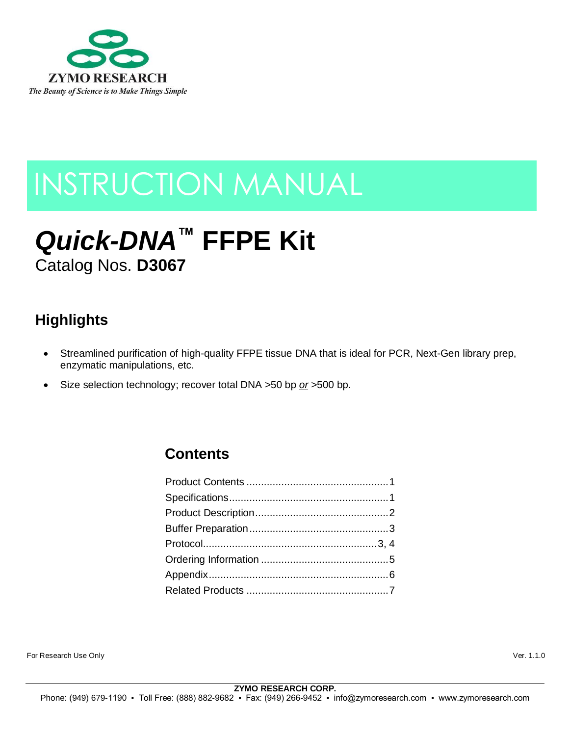ZYMO RESEARCH

*The Beauty of Science is to Make Things Simple*

# INSTRUCTION MANUAL

# *Quick-DNA*™ FFPE Kit

Catalog Nos. **D3067**

## Highlights

- Streamlined purification of high-quality FFPE tissue DNA that is ideal for PCR, Next-Gen library prep, enzymatic manipulations, etc.
- Size selection technology; recover total DNA >50 bp *or* >500 bp.

## Contents

Product Contents ................................................1
Specifications.......................................................1
Product Description.............................................2
Buffer Preparation...............................................3
Protocol...........................................................3, 4
Ordering Information ...........................................5
Appendix.............................................................6
Related Products ................................................7

For Research Use Only

Ver. 1.1.0

**ZYMO RESEARCH CORP.**

Phone: (949) 679-1190 ▪ Toll Free: (888) 882-9682 ▪ Fax: (949) 266-9452 ▪ info@zymoresearch.com ▪ www.zymoresearch.com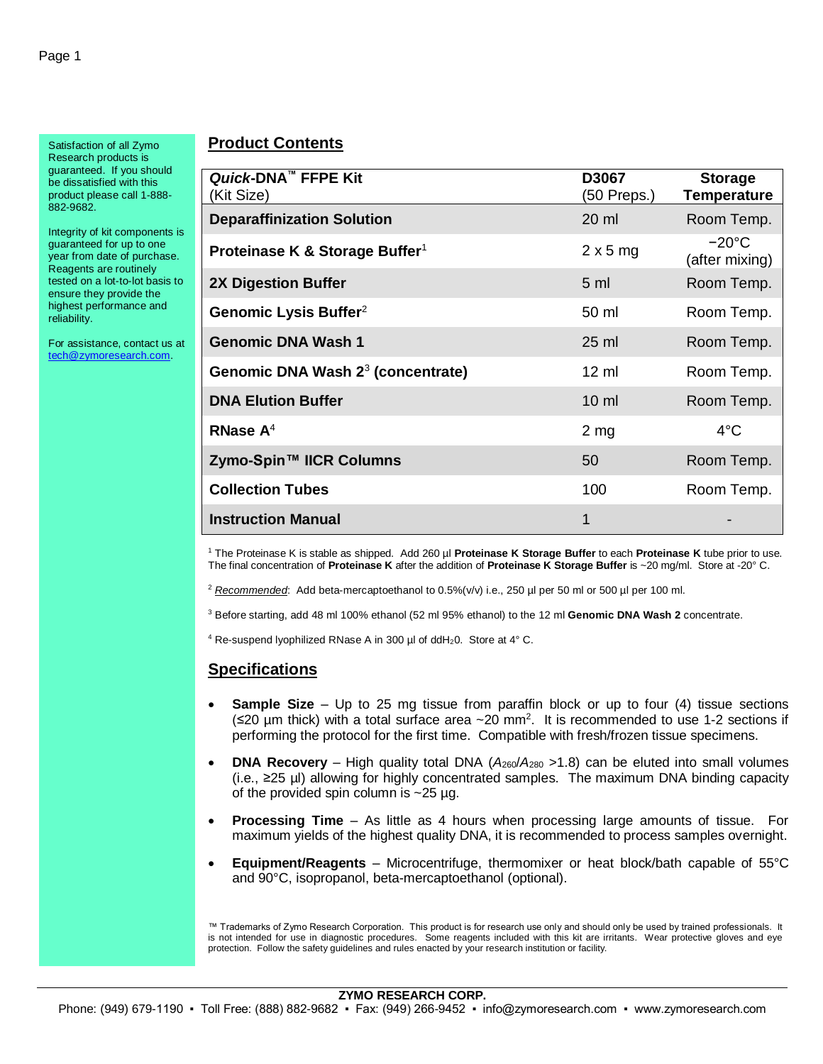Satisfaction of all Zymo Research products is guaranteed. If you should be dissatisfied with this product please call 1-888-882-9682.

Integrity of kit components is guaranteed for up to one year from date of purchase. Reagents are routinely tested on a lot-to-lot basis to ensure they provide the highest performance and reliability.

For assistance, contact us at tech@zymoresearch.com.

## Product Contents

| ***Quick*-DNA™ FFPE Kit** (Kit Size) | **D3067** (50 Preps.) | **Storage Temperature** |
|---|---|---|
| **Deparaffinization Solution** | 20 ml | Room Temp. |
| **Proteinase K & Storage Buffer**[1] | 2 x 5 mg | −20°C (after mixing) |
| **2X Digestion Buffer** | 5 ml | Room Temp. |
| **Genomic Lysis Buffer**[2] | 50 ml | Room Temp. |
| **Genomic DNA Wash 1** | 25 ml | Room Temp. |
| **Genomic DNA Wash 2**[3] **(concentrate)** | 12 ml | Room Temp. |
| **DNA Elution Buffer** | 10 ml | Room Temp. |
| **RNase A**[4] | 2 mg | 4°C |
| **Zymo-Spin™ IICR Columns** | 50 | Room Temp. |
| **Collection Tubes** | 100 | Room Temp. |
| **Instruction Manual** | 1 | - |

[1] The Proteinase K is stable as shipped. Add 260 µl **Proteinase K Storage Buffer** to each **Proteinase K** tube prior to use. The final concentration of **Proteinase K** after the addition of **Proteinase K Storage Buffer** is ~20 mg/ml. Store at -20° C.

[2] ***Recommended***: Add beta-mercaptoethanol to 0.5%(v/v) i.e., 250 µl per 50 ml or 500 µl per 100 ml.

[3] Before starting, add 48 ml 100% ethanol (52 ml 95% ethanol) to the 12 ml **Genomic DNA Wash 2** concentrate.

[4] Re-suspend lyophilized RNase A in 300 µl of $ddH_2O$. Store at 4° C.

## Specifications

- **Sample Size** – Up to 25 mg tissue from paraffin block or up to four (4) tissue sections (≤20 µm thick) with a total surface area ~20 mm$^2$. It is recommended to use 1-2 sections if performing the protocol for the first time. Compatible with fresh/frozen tissue specimens.
- **DNA Recovery** – High quality total DNA ($A_{260}/A_{280}$ >1.8) can be eluted into small volumes (i.e., ≥25 µl) allowing for highly concentrated samples. The maximum DNA binding capacity of the provided spin column is ~25 µg.
- **Processing Time** – As little as 4 hours when processing large amounts of tissue. For maximum yields of the highest quality DNA, it is recommended to process samples overnight.
- **Equipment/Reagents** – Microcentrifuge, thermomixer or heat block/bath capable of 55°C and 90°C, isopropanol, beta-mercaptoethanol (optional).

™ Trademarks of Zymo Research Corporation. This product is for research use only and should only be used by trained professionals. It is not intended for use in diagnostic procedures. Some reagents included with this kit are irritants. Wear protective gloves and eye protection. Follow the safety guidelines and rules enacted by your research institution or facility.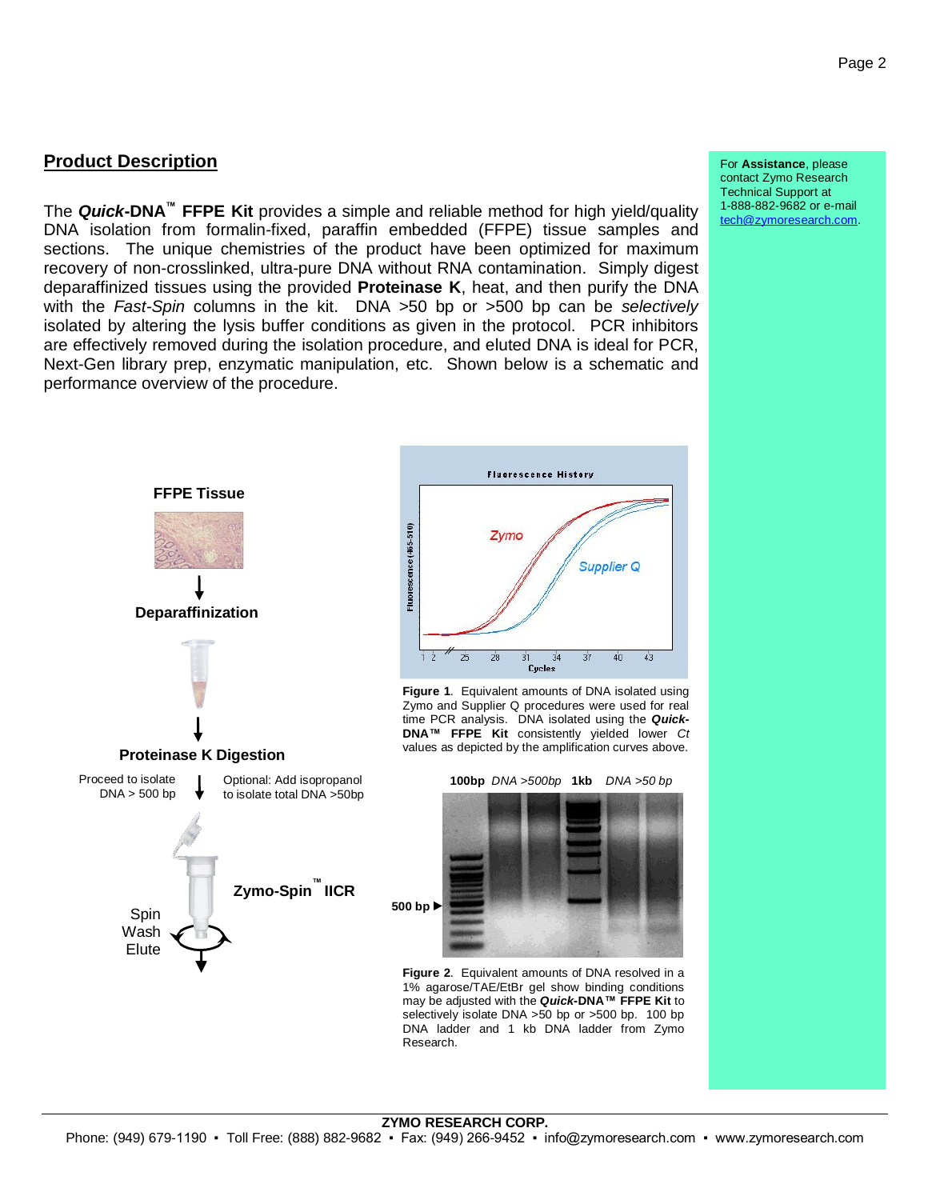## Product Description

The ***Quick*-DNA™ FFPE Kit** provides a simple and reliable method for high yield/quality DNA isolation from formalin-fixed, paraffin embedded (FFPE) tissue samples and sections. The unique chemistries of the product have been optimized for maximum recovery of non-crosslinked, ultra-pure DNA without RNA contamination. Simply digest deparaffinized tissues using the provided **Proteinase K**, heat, and then purify the DNA with the *Fast-Spin* columns in the kit. DNA >50 bp or >500 bp can be *selectively* isolated by altering the lysis buffer conditions as given in the protocol. PCR inhibitors are effectively removed during the isolation procedure, and eluted DNA is ideal for PCR, Next-Gen library prep, enzymatic manipulation, etc. Shown below is a schematic and performance overview of the procedure.

For **Assistance**, please contact Zymo Research Technical Support at 1-888-882-9682 or e-mail tech@zymoresearch.com.

**FFPE Tissue**

**Deparaffinization**

**Proteinase K Digestion**

Proceed to isolate DNA > 500 bp

Optional: Add isopropanol to isolate total DNA >50bp

**Zymo-Spin™ IICR**

Spin
Wash
Elute

**Figure 1**. Equivalent amounts of DNA isolated using Zymo and Supplier Q procedures were used for real time PCR analysis. DNA isolated using the ***Quick*-DNA™ FFPE Kit** consistently yielded lower *Ct* values as depicted by the amplification curves above.

**100bp** *DNA >500bp* **1kb** *DNA >50 bp*

500 bp ▶

**Figure 2**. Equivalent amounts of DNA resolved in a 1% agarose/TAE/EtBr gel show binding conditions may be adjusted with the ***Quick*-DNA™ FFPE Kit** to selectively isolate DNA >50 bp or >500 bp. 100 bp DNA ladder and 1 kb DNA ladder from Zymo Research.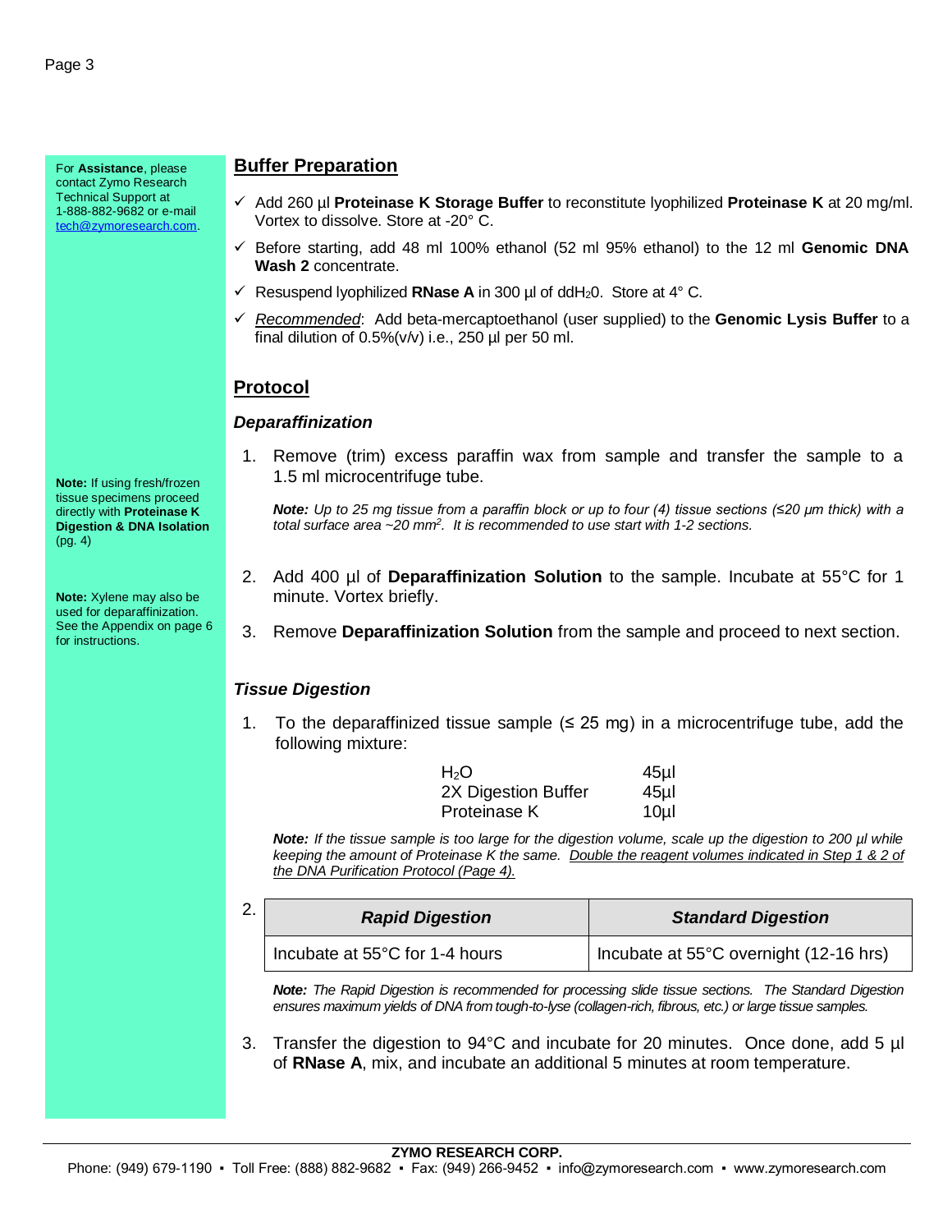For **Assistance**, please contact Zymo Research Technical Support at 1-888-882-9682 or e-mail tech@zymoresearch.com.

## Buffer Preparation

- ✓ Add 260 µl **Proteinase K Storage Buffer** to reconstitute lyophilized **Proteinase K** at 20 mg/ml. Vortex to dissolve. Store at -20° C.
- ✓ Before starting, add 48 ml 100% ethanol (52 ml 95% ethanol) to the 12 ml **Genomic DNA Wash 2** concentrate.
- ✓ Resuspend lyophilized **RNase A** in 300 µl of $ddH_20$. Store at 4° C.
- ✓ _Recommended_: Add beta-mercaptoethanol (user supplied) to the **Genomic Lysis Buffer** to a final dilution of 0.5%(v/v) i.e., 250 µl per 50 ml.

## Protocol

### *Deparaffinization*

**Note:** If using fresh/frozen tissue specimens proceed directly with **Proteinase K Digestion & DNA Isolation** (pg. 4)

**Note:** Xylene may also be used for deparaffinization. See the Appendix on page 6 for instructions.

1. Remove (trim) excess paraffin wax from sample and transfer the sample to a 1.5 ml microcentrifuge tube.

   ***Note:*** *Up to 25 mg tissue from a paraffin block or up to four (4) tissue sections (≤20 µm thick) with a total surface area ~20 $mm^2$. It is recommended to use start with 1-2 sections.*

2. Add 400 µl of **Deparaffinization Solution** to the sample. Incubate at 55°C for 1 minute. Vortex briefly.
3. Remove **Deparaffinization Solution** from the sample and proceed to next section.

### *Tissue Digestion*

1. To the deparaffinized tissue sample (≤ 25 mg) in a microcentrifuge tube, add the following mixture:

   | | |
   |---|---|
   | $H_2O$ | 45µl |
   | 2X Digestion Buffer | 45µl |
   | Proteinase K | 10µl |

   ***Note:*** *If the tissue sample is too large for the digestion volume, scale up the digestion to 200 µl while keeping the amount of Proteinase K the same. _Double the reagent volumes indicated in Step 1 & 2 of the DNA Purification Protocol (Page 4)._*

2. 

   | ***Rapid Digestion*** | ***Standard Digestion*** |
   |---|---|
   | Incubate at 55°C for 1-4 hours | Incubate at 55°C overnight (12-16 hrs) |

   ***Note:*** *The Rapid Digestion is recommended for processing slide tissue sections. The Standard Digestion ensures maximum yields of DNA from tough-to-lyse (collagen-rich, fibrous, etc.) or large tissue samples.*

3. Transfer the digestion to 94°C and incubate for 20 minutes. Once done, add 5 µl of **RNase A**, mix, and incubate an additional 5 minutes at room temperature.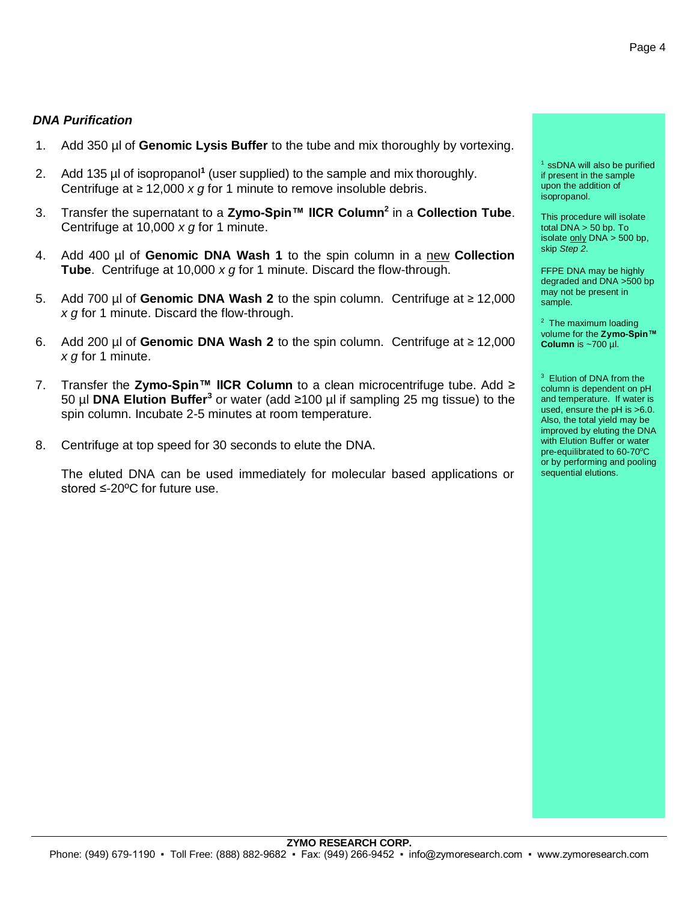### *DNA Purification*

1. Add 350 µl of **Genomic Lysis Buffer** to the tube and mix thoroughly by vortexing.

2. Add 135 µl of isopropanol[1] (user supplied) to the sample and mix thoroughly. Centrifuge at ≥ 12,000 *x g* for 1 minute to remove insoluble debris.

3. Transfer the supernatant to a **Zymo-Spin™ IICR Column**[2] in a **Collection Tube**. Centrifuge at 10,000 *x g* for 1 minute.

4. Add 400 µl of **Genomic DNA Wash 1** to the spin column in a <u>new</u> **Collection Tube**. Centrifuge at 10,000 *x g* for 1 minute. Discard the flow-through.

5. Add 700 µl of **Genomic DNA Wash 2** to the spin column. Centrifuge at ≥ 12,000 *x g* for 1 minute. Discard the flow-through.

6. Add 200 µl of **Genomic DNA Wash 2** to the spin column. Centrifuge at ≥ 12,000 *x g* for 1 minute.

7. Transfer the **Zymo-Spin™ IICR Column** to a clean microcentrifuge tube. Add ≥ 50 µl **DNA Elution Buffer**[3] or water (add ≥100 µl if sampling 25 mg tissue) to the spin column. Incubate 2-5 minutes at room temperature.

8. Centrifuge at top speed for 30 seconds to elute the DNA.

   The eluted DNA can be used immediately for molecular based applications or stored ≤-20ºC for future use.

---

[1] ssDNA will also be purified if present in the sample upon the addition of isopropanol.

This procedure will isolate total DNA > 50 bp. To isolate <u>only</u> DNA > 500 bp, skip *Step 2*.

FFPE DNA may be highly degraded and DNA >500 bp may not be present in sample.

[2] The maximum loading volume for the **Zymo-Spin™ Column** is ~700 µl.

[3] Elution of DNA from the column is dependent on pH and temperature. If water is used, ensure the pH is >6.0. Also, the total yield may be improved by eluting the DNA with Elution Buffer or water pre-equilibrated to 60-70ºC or by performing and pooling sequential elutions.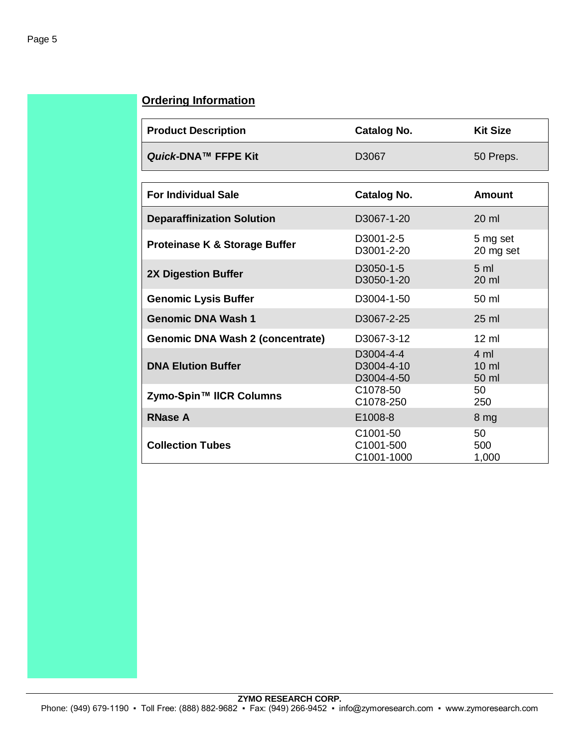## Ordering Information

| Product Description | Catalog No. | Kit Size |
|---|---|---|
| ***Quick*-DNA™ FFPE Kit** | D3067 | 50 Preps. |

| For Individual Sale | Catalog No. | Amount |
|---|---|---|
| **Deparaffinization Solution** | D3067-1-20 | 20 ml |
| **Proteinase K & Storage Buffer** | D3001-2-5<br>D3001-2-20 | 5 mg set<br>20 mg set |
| **2X Digestion Buffer** | D3050-1-5<br>D3050-1-20 | 5 ml<br>20 ml |
| **Genomic Lysis Buffer** | D3004-1-50 | 50 ml |
| **Genomic DNA Wash 1** | D3067-2-25 | 25 ml |
| **Genomic DNA Wash 2 (concentrate)** | D3067-3-12 | 12 ml |
| **DNA Elution Buffer** | D3004-4-4<br>D3004-4-10<br>D3004-4-50 | 4 ml<br>10 ml<br>50 ml |
| **Zymo-Spin™ IICR Columns** | C1078-50<br>C1078-250 | 50<br>250 |
| **RNase A** | E1008-8 | 8 mg |
| **Collection Tubes** | C1001-50<br>C1001-500<br>C1001-1000 | 50<br>500<br>1,000 |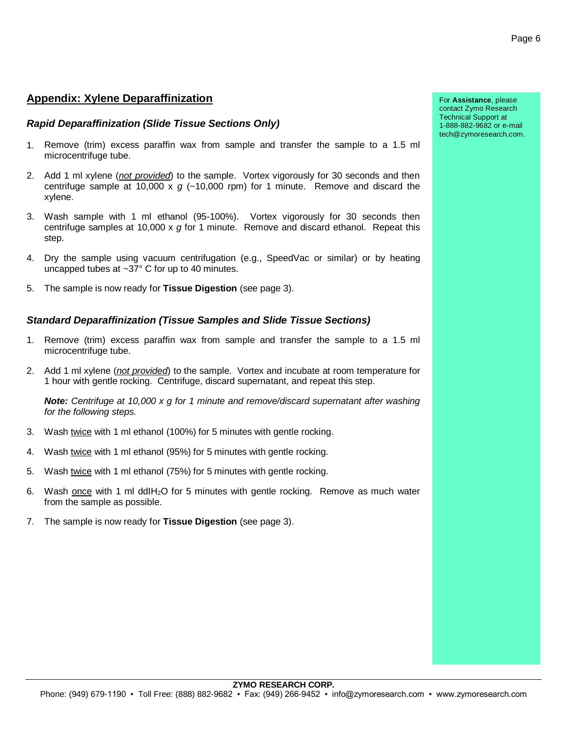## Appendix: Xylene Deparaffinization

### *Rapid Deparaffinization (Slide Tissue Sections Only)*

1. Remove (trim) excess paraffin wax from sample and transfer the sample to a 1.5 ml microcentrifuge tube.

2. Add 1 ml xylene (*not provided*) to the sample. Vortex vigorously for 30 seconds and then centrifuge sample at 10,000 x *g* (~10,000 rpm) for 1 minute. Remove and discard the xylene.

3. Wash sample with 1 ml ethanol (95-100%). Vortex vigorously for 30 seconds then centrifuge samples at 10,000 x *g* for 1 minute. Remove and discard ethanol. Repeat this step.

4. Dry the sample using vacuum centrifugation (e.g., SpeedVac or similar) or by heating uncapped tubes at ~37° C for up to 40 minutes.

5. The sample is now ready for **Tissue Digestion** (see page 3).

### *Standard Deparaffinization (Tissue Samples and Slide Tissue Sections)*

1. Remove (trim) excess paraffin wax from sample and transfer the sample to a 1.5 ml microcentrifuge tube.

2. Add 1 ml xylene (*not provided*) to the sample. Vortex and incubate at room temperature for 1 hour with gentle rocking. Centrifuge, discard supernatant, and repeat this step.

   ***Note:*** *Centrifuge at 10,000 x g for 1 minute and remove/discard supernatant after washing for the following steps.*

3. Wash twice with 1 ml ethanol (100%) for 5 minutes with gentle rocking.

4. Wash twice with 1 ml ethanol (95%) for 5 minutes with gentle rocking.

5. Wash twice with 1 ml ethanol (75%) for 5 minutes with gentle rocking.

6. Wash once with 1 ml $ddIH_2O$ for 5 minutes with gentle rocking. Remove as much water from the sample as possible.

7. The sample is now ready for **Tissue Digestion** (see page 3).

For **Assistance**, please contact Zymo Research Technical Support at 1-888-882-9682 or e-mail tech@zymoresearch.com.